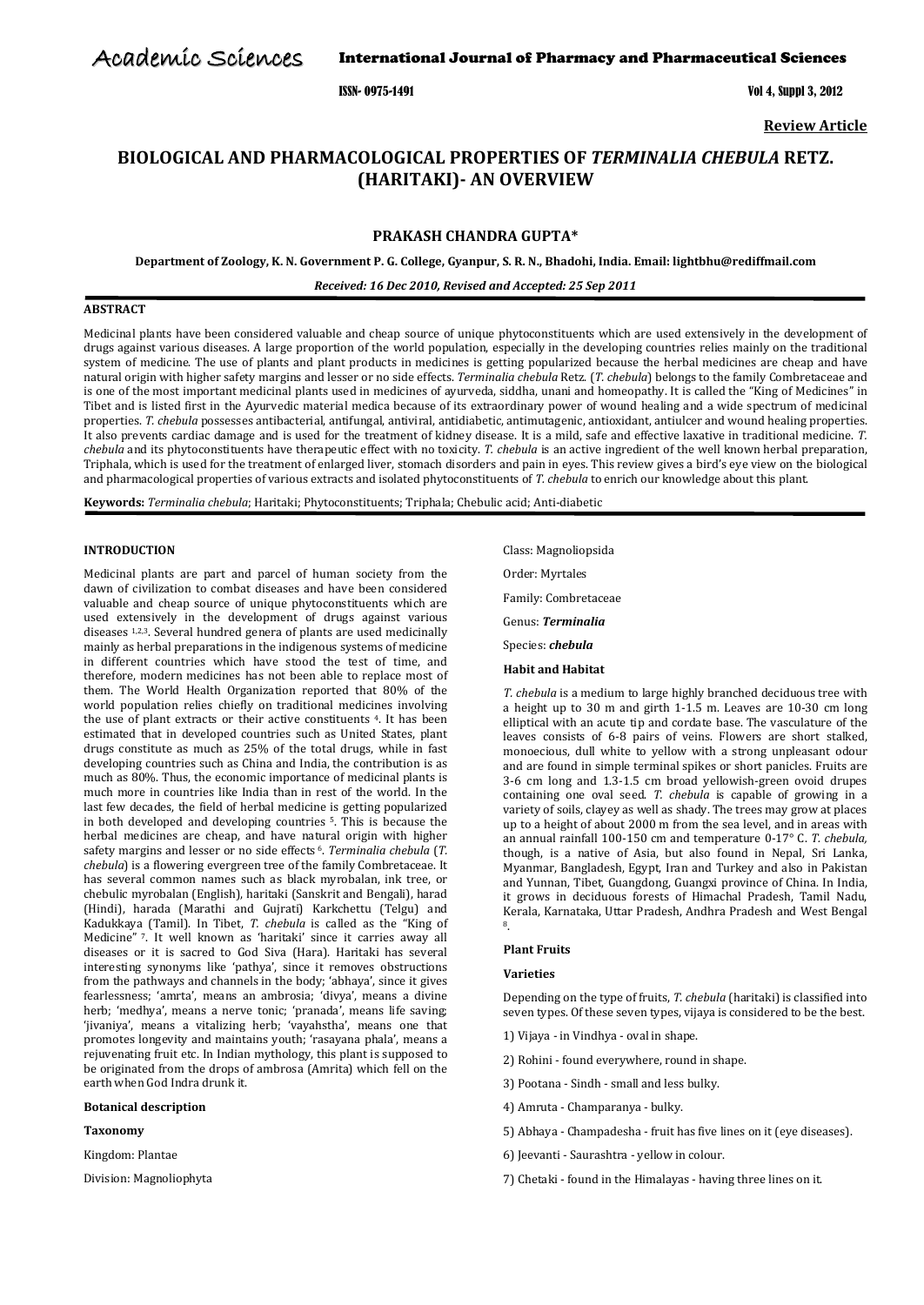Review Article

# BIOLOGICAL AND PHARMACOLOGICAL PROPERTIES OF *TERMINALIA CHEBULA* RETZ. (HARITAKI)- AN OVERVIEW

**PRAKASH CHANDRA GUPTA***

**Department of Zoology, K. N. Government P. G. College, Gyanpur, S. R. N., Bhadohi, India. Email: lightbhu@rediffmail.com**

***Received: 16 Dec 2010, Revised and Accepted: 25 Sep 2011***

## ABSTRACT

Medicinal plants have been considered valuable and cheap source of unique phytoconstituents which are used extensively in the development of drugs against various diseases. A large proportion of the world population, especially in the developing countries relies mainly on the traditional system of medicine. The use of plants and plant products in medicines is getting popularized because the herbal medicines are cheap and have natural origin with higher safety margins and lesser or no side effects. *Terminalia chebula* Retz. (*T. chebula*) belongs to the family Combretaceae and is one of the most important medicinal plants used in medicines of ayurveda, siddha, unani and homeopathy. It is called the "King of Medicines" in Tibet and is listed first in the Ayurvedic material medica because of its extraordinary power of wound healing and a wide spectrum of medicinal properties. *T. chebula* possesses antibacterial, antifungal, antiviral, antidiabetic, antimutagenic, antioxidant, antiulcer and wound healing properties. It also prevents cardiac damage and is used for the treatment of kidney disease. It is a mild, safe and effective laxative in traditional medicine. *T. chebula* and its phytoconstituents have therapeutic effect with no toxicity. *T. chebula* is an active ingredient of the well known herbal preparation, Triphala, which is used for the treatment of enlarged liver, stomach disorders and pain in eyes. This review gives a bird's eye view on the biological and pharmacological properties of various extracts and isolated phytoconstituents of *T. chebula* to enrich our knowledge about this plant.

**Keywords:** *Terminalia chebula*; Haritaki; Phytoconstituents; Triphala; Chebulic acid; Anti-diabetic

## INTRODUCTION

Medicinal plants are part and parcel of human society from the dawn of civilization to combat diseases and have been considered valuable and cheap source of unique phytoconstituents which are used extensively in the development of drugs against various diseases [1,2,3]. Several hundred genera of plants are used medicinally mainly as herbal preparations in the indigenous systems of medicine in different countries which have stood the test of time, and therefore, modern medicines has not been able to replace most of them. The World Health Organization reported that 80% of the world population relies chiefly on traditional medicines involving the use of plant extracts or their active constituents [4]. It has been estimated that in developed countries such as United States, plant drugs constitute as much as 25% of the total drugs, while in fast developing countries such as China and India, the contribution is as much as 80%. Thus, the economic importance of medicinal plants is much more in countries like India than in rest of the world. In the last few decades, the field of herbal medicine is getting popularized in both developed and developing countries [5]. This is because the herbal medicines are cheap, and have natural origin with higher safety margins and lesser or no side effects [6]. *Terminalia chebula* (*T. chebula*) is a flowering evergreen tree of the family Combretaceae. It has several common names such as black myrobalan, ink tree, or chebulic myrobalan (English), haritaki (Sanskrit and Bengali), harad (Hindi), harada (Marathi and Gujrati) Karkchettu (Telgu) and Kadukkaya (Tamil). In Tibet, *T. chebula* is called as the "King of Medicine" [7]. It well known as 'haritaki' since it carries away all diseases or it is sacred to God Siva (Hara). Haritaki has several interesting synonyms like 'pathya', since it removes obstructions from the pathways and channels in the body; 'abhaya', since it gives fearlessness; 'amrta', means an ambrosia; 'divya', means a divine herb; 'medhya', means a nerve tonic; 'pranada', means life saving; 'jivaniya', means a vitalizing herb; 'vayahstha', means one that promotes longevity and maintains youth; 'rasayana phala', means a rejuvenating fruit etc. In Indian mythology, this plant is supposed to be originated from the drops of ambrosa (Amrita) which fell on the earth when God Indra drunk it.

### Botanical description

### Taxonomy

Kingdom: Plantae

Division: Magnoliophyta

Class: Magnoliopsida

Order: Myrtales

Family: Combretaceae

Genus: ***Terminalia***

Species: ***chebula***

### Habit and Habitat

*T. chebula* is a medium to large highly branched deciduous tree with a height up to 30 m and girth 1-1.5 m. Leaves are 10-30 cm long elliptical with an acute tip and cordate base. The vasculature of the leaves consists of 6-8 pairs of veins. Flowers are short stalked, monoecious, dull white to yellow with a strong unpleasant odour and are found in simple terminal spikes or short panicles. Fruits are 3-6 cm long and 1.3-1.5 cm broad yellowish-green ovoid drupes containing one oval seed. *T. chebula* is capable of growing in a variety of soils, clayey as well as shady. The trees may grow at places up to a height of about 2000 m from the sea level, and in areas with an annual rainfall 100-150 cm and temperature 0-17° C. *T. chebula,* though, is a native of Asia, but also found in Nepal, Sri Lanka, Myanmar, Bangladesh, Egypt, Iran and Turkey and also in Pakistan and Yunnan, Tibet, Guangdong, Guangxi province of China. In India, it grows in deciduous forests of Himachal Pradesh, Tamil Nadu, Kerala, Karnataka, Uttar Pradesh, Andhra Pradesh and West Bengal [8].

### Plant Fruits

### Varieties

Depending on the type of fruits, *T. chebula* (haritaki) is classified into seven types. Of these seven types, vijaya is considered to be the best.

1) Vijaya - in Vindhya - oval in shape.

2) Rohini - found everywhere, round in shape.

3) Pootana - Sindh - small and less bulky.

4) Amruta - Champaranya - bulky.

5) Abhaya - Champadesha - fruit has five lines on it (eye diseases).

6) Jeevanti - Saurashtra - yellow in colour.

7) Chetaki - found in the Himalayas - having three lines on it.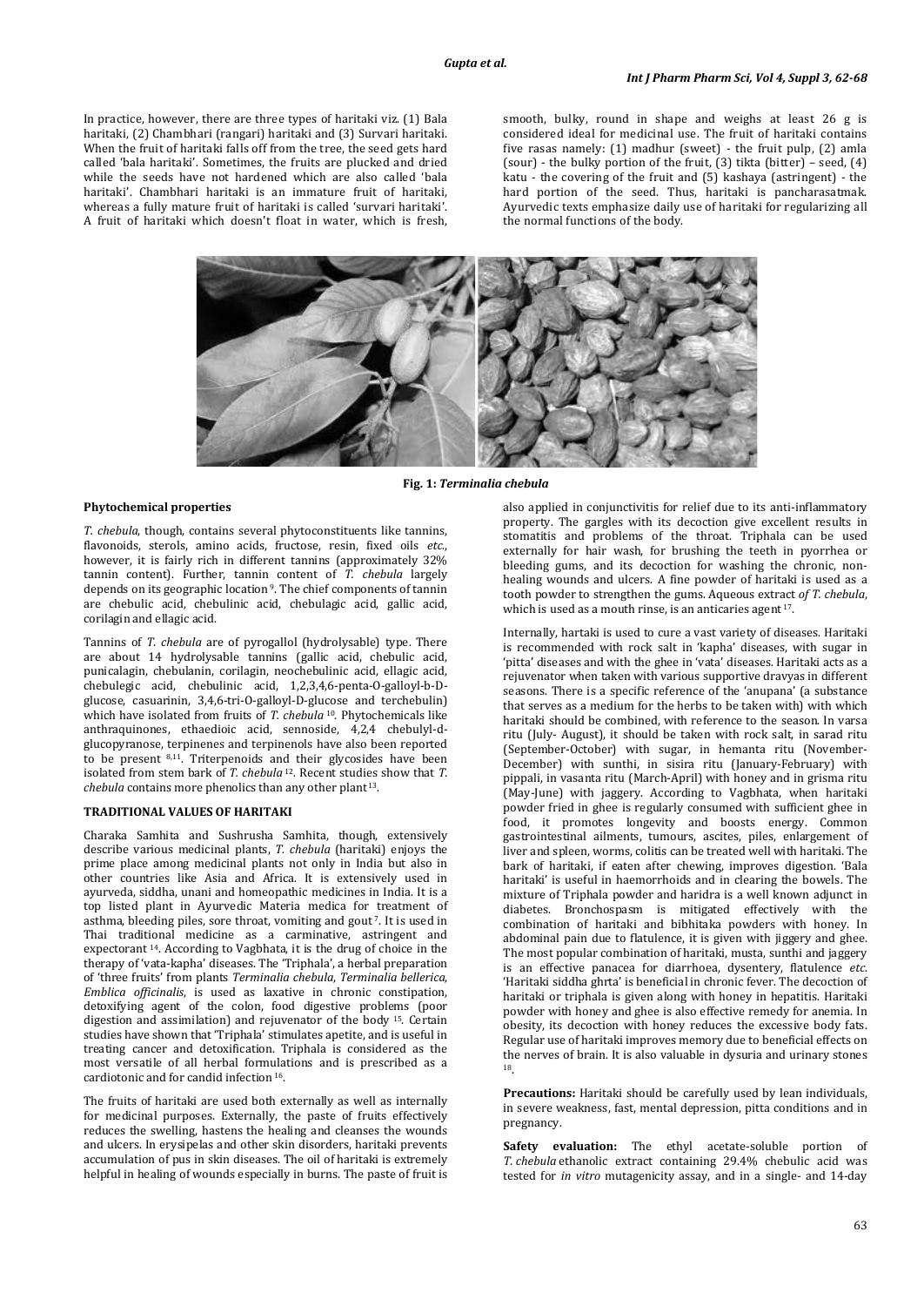In practice, however, there are three types of haritaki viz. (1) Bala haritaki, (2) Chambhari (rangari) haritaki and (3) Survari haritaki. When the fruit of haritaki falls off from the tree, the seed gets hard called 'bala haritaki'. Sometimes, the fruits are plucked and dried while the seeds have not hardened which are also called 'bala haritaki'. Chambhari haritaki is an immature fruit of haritaki, whereas a fully mature fruit of haritaki is called 'survari haritaki'. A fruit of haritaki which doesn't float in water, which is fresh, smooth, bulky, round in shape and weighs at least 26 g is considered ideal for medicinal use. The fruit of haritaki contains five rasas namely: (1) madhur (sweet) - the fruit pulp, (2) amla (sour) - the bulky portion of the fruit, (3) tikta (bitter) – seed, (4) katu - the covering of the fruit and (5) kashaya (astringent) - the hard portion of the seed. Thus, haritaki is pancharasatmak. Ayurvedic texts emphasize daily use of haritaki for regularizing all the normal functions of the body.

**Fig. 1:** ***Terminalia chebula***

**Phytochemical properties**

*T. chebula*, though, contains several phytoconstituents like tannins, flavonoids, sterols, amino acids, fructose, resin, fixed oils *etc.*, however, it is fairly rich in different tannins (approximately 32% tannin content). Further, tannin content of *T. chebula* largely depends on its geographic location [9]. The chief components of tannin are chebulic acid, chebulinic acid, chebulagic acid, gallic acid, corilagin and ellagic acid.

Tannins of *T. chebula* are of pyrogallol (hydrolysable) type. There are about 14 hydrolysable tannins (gallic acid, chebulic acid, punicalagin, chebulanin, corilagin, neochebulinic acid, ellagic acid, chebulegic acid, chebulinic acid, 1,2,3,4,6-penta-O-galloyl-b-D-glucose, casuarinin, 3,4,6-tri-O-galloyl-D-glucose and terchebulin) which have isolated from fruits of *T. chebula* [10]. Phytochemicals like anthraquinones, ethaedioic acid, sennoside, 4,2,4 chebulyl-d-glucopyranose, terpinenes and terpinenols have also been reported to be present [8,11]. Triterpenoids and their glycosides have been isolated from stem bark of *T. chebula* [12]. Recent studies show that *T. chebula* contains more phenolics than any other plant [13].

**TRADITIONAL VALUES OF HARITAKI**

Charaka Samhita and Sushrusha Samhita, though, extensively describe various medicinal plants, *T. chebula* (haritaki) enjoys the prime place among medicinal plants not only in India but also in other countries like Asia and Africa. It is extensively used in ayurveda, siddha, unani and homeopathic medicines in India. It is a top listed plant in Ayurvedic Materia medica for treatment of asthma, bleeding piles, sore throat, vomiting and gout [7]. It is used in Thai traditional medicine as a carminative, astringent and expectorant [14]. According to Vagbhata, it is the drug of choice in the therapy of 'vata-kapha' diseases. The 'Triphala', a herbal preparation of 'three fruits' from plants *Terminalia chebula*, *Terminalia bellerica*, *Emblica officinalis*, is used as laxative in chronic constipation, detoxifying agent of the colon, food digestive problems (poor digestion and assimilation) and rejuvenator of the body [15]. Certain studies have shown that 'Triphala' stimulates apetite, and is useful in treating cancer and detoxification. Triphala is considered as the most versatile of all herbal formulations and is prescribed as a cardiotonic and for candid infection [16].

The fruits of haritaki are used both externally as well as internally for medicinal purposes. Externally, the paste of fruits effectively reduces the swelling, hastens the healing and cleanses the wounds and ulcers. In erysipelas and other skin disorders, haritaki prevents accumulation of pus in skin diseases. The oil of haritaki is extremely helpful in healing of wounds especially in burns. The paste of fruit is also applied in conjunctivitis for relief due to its anti-inflammatory property. The gargles with its decoction give excellent results in stomatitis and problems of the throat. Triphala can be used externally for hair wash, for brushing the teeth in pyorrhea or bleeding gums, and its decoction for washing the chronic, non-healing wounds and ulcers. A fine powder of haritaki is used as a tooth powder to strengthen the gums. Aqueous extract *of T. chebula*, which is used as a mouth rinse, is an anticaries agent [17].

Internally, hartaki is used to cure a vast variety of diseases. Haritaki is recommended with rock salt in 'kapha' diseases, with sugar in 'pitta' diseases and with the ghee in 'vata' diseases. Haritaki acts as a rejuvenator when taken with various supportive dravyas in different seasons. There is a specific reference of the 'anupana' (a substance that serves as a medium for the herbs to be taken with) with which haritaki should be combined, with reference to the season. In varsa ritu (July- August), it should be taken with rock salt, in sarad ritu (September-October) with sugar, in hemanta ritu (November-December) with sunthi, in sisira ritu (January-February) with pippali, in vasanta ritu (March-April) with honey and in grisma ritu (May-June) with jaggery. According to Vagbhata, when haritaki powder fried in ghee is regularly consumed with sufficient ghee in food, it promotes longevity and boosts energy. Common gastrointestinal ailments, tumours, ascites, piles, enlargement of liver and spleen, worms, colitis can be treated well with haritaki. The bark of haritaki, if eaten after chewing, improves digestion. 'Bala haritaki' is useful in haemorrhoids and in clearing the bowels. The mixture of Triphala powder and haridra is a well known adjunct in diabetes. Bronchospasm is mitigated effectively with the combination of haritaki and bibhitaka powders with honey. In abdominal pain due to flatulence, it is given with jiggery and ghee. The most popular combination of haritaki, musta, sunthi and jaggery is an effective panacea for diarrhoea, dysentery, flatulence *etc.* 'Haritaki siddha ghrta' is beneficial in chronic fever. The decoction of haritaki or triphala is given along with honey in hepatitis. Haritaki powder with honey and ghee is also effective remedy for anemia. In obesity, its decoction with honey reduces the excessive body fats. Regular use of haritaki improves memory due to beneficial effects on the nerves of brain. It is also valuable in dysuria and urinary stones [18].

**Precautions:** Haritaki should be carefully used by lean individuals, in severe weakness, fast, mental depression, pitta conditions and in pregnancy.

**Safety evaluation:** The ethyl acetate-soluble portion of *T. chebula* ethanolic extract containing 29.4% chebulic acid was tested for *in vitro* mutagenicity assay, and in a single- and 14-day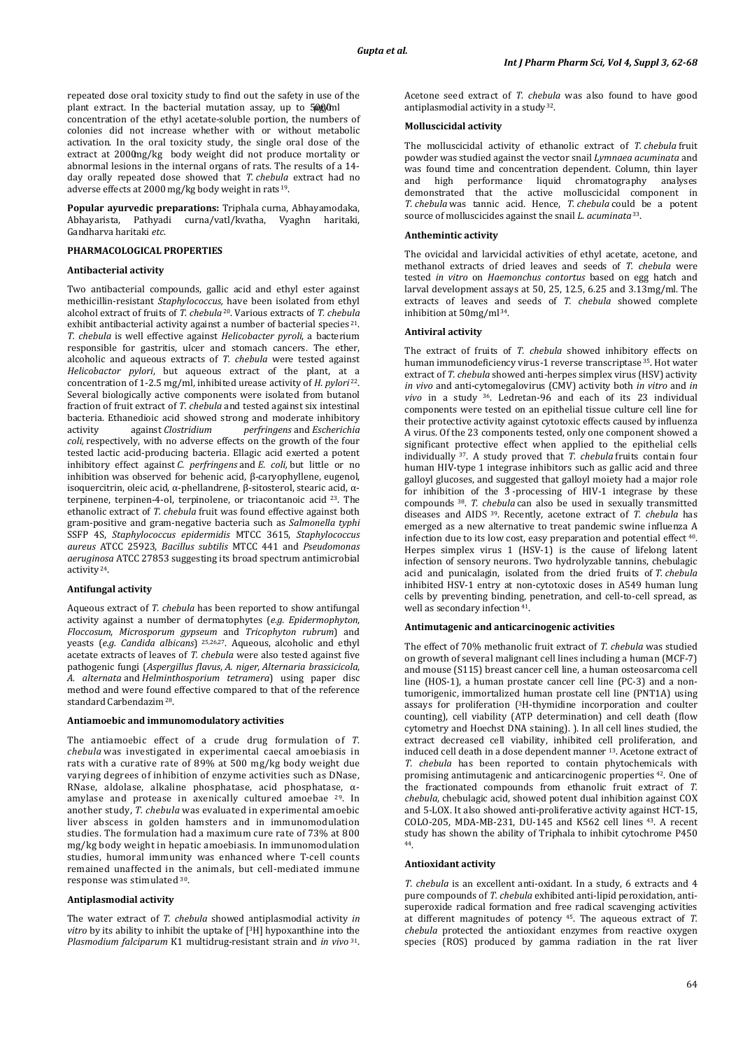repeated dose oral toxicity study to find out the safety in use of the plant extract. In the bacterial mutation assay, up to 5000 μg/ml concentration of the ethyl acetate-soluble portion, the numbers of colonies did not increase whether with or without metabolic activation. In the oral toxicity study, the single oral dose of the extract at 2000mg/kg body weight did not produce mortality or abnormal lesions in the internal organs of rats. The results of a 14-day orally repeated dose showed that *T. chebula* extract had no adverse effects at 2000 mg/kg body weight in rats [19].

**Popular ayurvedic preparations:** Triphala curna, Abhayamodaka, Abhayarista, Pathyadi curna/vatl/kvatha, Vyaghn haritaki, Gandharva haritaki *etc*.

**PHARMACOLOGICAL PROPERTIES**

**Antibacterial activity**

Two antibacterial compounds, gallic acid and ethyl ester against methicillin-resistant *Staphylococcus,* have been isolated from ethyl alcohol extract of fruits of *T. chebula* [20]. Various extracts of *T. chebula* exhibit antibacterial activity against a number of bacterial species [21]. *T. chebula* is well effective against *Helicobacter pyroli*, a bacterium responsible for gastritis, ulcer and stomach cancers. The ether, alcoholic and aqueous extracts of *T. chebula* were tested against *Helicobactor pylori*, but aqueous extract of the plant, at a concentration of 1-2.5 mg/ml, inhibited urease activity of *H. pylori* [22]. Several biologically active components were isolated from butanol fraction of fruit extract of *T. chebula* and tested against six intestinal bacteria. Ethanedioic acid showed strong and moderate inhibitory activity against *Clostridium perfringens* and *Escherichia coli*, respectively, with no adverse effects on the growth of the four tested lactic acid-producing bacteria. Ellagic acid exerted a potent inhibitory effect against *C. perfringens* and *E. coli*, but little or no inhibition was observed for behenic acid, β-caryophyllene, eugenol, isoquercitrin, oleic acid, α-phellandrene, β-sitosterol, stearic acid, α-terpinene, terpinen-4-ol, terpinolene, or triacontanoic acid [23]. The ethanolic extract of *T. chebula* fruit was found effective against both gram-positive and gram-negative bacteria such as *Salmonella typhi* SSFP 4S, *Staphylococcus epidermidis* MTCC 3615, *Staphylococcus aureus* ATCC 25923, *Bacillus subtilis* MTCC 441 and *Pseudomonas aeruginosa* ATCC 27853 suggesting its broad spectrum antimicrobial activity [24].

**Antifungal activity**

Aqueous extract of *T. chebula* has been reported to show antifungal activity against a number of dermatophytes (*e.g. Epidermophyton*, *Floccosum*, *Microsporum gypseum* and *Tricophyton rubrum*) and yeasts (*e.g. Candida albicans*) [25,26,27]. Aqueous, alcoholic and ethyl acetate extracts of leaves of *T. chebula* were also tested against five pathogenic fungi (*Aspergillus flavus*, *A. niger*, *Alternaria brassicicola*, *A. alternata* and *Helminthosporium tetramera*) using paper disc method and were found effective compared to that of the reference standard Carbendazim [28].

**Antiamoebic and immunomodulatory activities**

The antiamoebic effect of a crude drug formulation of *T. chebula* was investigated in experimental caecal amoebiasis in rats with a curative rate of 89% at 500 mg/kg body weight due varying degrees of inhibition of enzyme activities such as DNase, RNase, aldolase, alkaline phosphatase, acid phosphatase, α-amylase and protease in axenically cultured amoebae [29]. In another study, *T. chebula* was evaluated in experimental amoebic liver abscess in golden hamsters and in immunomodulation studies. The formulation had a maximum cure rate of 73% at 800 mg/kg body weight in hepatic amoebiasis. In immunomodulation studies, humoral immunity was enhanced where T-cell counts remained unaffected in the animals, but cell-mediated immune response was stimulated [30].

**Antiplasmodial activity**

The water extract of *T. chebula* showed antiplasmodial activity *in vitro* by its ability to inhibit the uptake of [$^3$H] hypoxanthine into the *Plasmodium falciparum* K1 multidrug-resistant strain and *in vivo* [31]. Acetone seed extract of *T. chebula* was also found to have good antiplasmodial activity in a study [32].

**Molluscicidal activity**

The molluscicidal activity of ethanolic extract of *T. chebula* fruit powder was studied against the vector snail *Lymnaea acuminata* and was found time and concentration dependent. Column, thin layer and high performance liquid chromatography analyses demonstrated that the active molluscicidal component in *T. chebula* was tannic acid. Hence, *T. chebula* could be a potent source of molluscicides against the snail *L. acuminata* [33].

**Anthemintic activity**

The ovicidal and larvicidal activities of ethyl acetate, acetone, and methanol extracts of dried leaves and seeds of *T. chebula* were tested *in vitro* on *Haemonchus contortus* based on egg hatch and larval development assays at 50, 25, 12.5, 6.25 and 3.13mg/ml. The extracts of leaves and seeds of *T. chebula* showed complete inhibition at 50mg/ml [34].

**Antiviral activity**

The extract of fruits of *T. chebula* showed inhibitory effects on human immunodeficiency virus-1 reverse transcriptase [35]. Hot water extract of *T. chebula* showed anti-herpes simplex virus (HSV) activity *in vivo* and anti-cytomegalovirus (CMV) activity both *in vitro* and *in vivo* in a study [36]. Ledretan-96 and each of its 23 individual components were tested on an epithelial tissue culture cell line for their protective activity against cytotoxic effects caused by influenza A virus. Of the 23 components tested, only one component showed a significant protective effect when applied to the epithelial cells individually [37]. A study proved that *T. chebula* fruits contain four human HIV-type 1 integrase inhibitors such as gallic acid and three galloyl glucoses, and suggested that galloyl moiety had a major role for inhibition of the 3′-processing of HIV-1 integrase by these compounds [38]. *T. chebula* can also be used in sexually transmitted diseases and AIDS [39]. Recently, acetone extract of *T. chebula* has emerged as a new alternative to treat pandemic swine influenza A infection due to its low cost, easy preparation and potential effect [40]. Herpes simplex virus 1 (HSV-1) is the cause of lifelong latent infection of sensory neurons. Two hydrolyzable tannins, chebulagic acid and punicalagin, isolated from the dried fruits of *T. chebula* inhibited HSV-1 entry at non-cytotoxic doses in A549 human lung cells by preventing binding, penetration, and cell-to-cell spread, as well as secondary infection [41].

**Antimutagenic and anticarcinogenic activities**

The effect of 70% methanolic fruit extract of *T. chebula* was studied on growth of several malignant cell lines including a human (MCF-7) and mouse (S115) breast cancer cell line, a human osteosarcoma cell line (HOS-1), a human prostate cancer cell line (PC-3) and a non-tumorigenic, immortalized human prostate cell line (PNT1A) using assays for proliferation ($^3$H-thymidine incorporation and coulter counting), cell viability (ATP determination) and cell death (flow cytometry and Hoechst DNA staining). ). In all cell lines studied, the extract decreased cell viability, inhibited cell proliferation, and induced cell death in a dose dependent manner [13]. Acetone extract of *T. chebula* has been reported to contain phytochemicals with promising antimutagenic and anticarcinogenic properties [42]. One of the fractionated compounds from ethanolic fruit extract of *T. chebula*, chebulagic acid, showed potent dual inhibition against COX and 5-LOX. It also showed anti-proliferative activity against HCT-15, COLO-205, MDA-MB-231, DU-145 and K562 cell lines [43]. A recent study has shown the ability of Triphala to inhibit cytochrome P450 [44].

**Antioxidant activity**

*T. chebula* is an excellent anti-oxidant. In a study, 6 extracts and 4 pure compounds of *T. chebula* exhibited anti-lipid peroxidation, anti-superoxide radical formation and free radical scavenging activities at different magnitudes of potency [45]. The aqueous extract of *T. chebula* protected the antioxidant enzymes from reactive oxygen species (ROS) produced by gamma radiation in the rat liver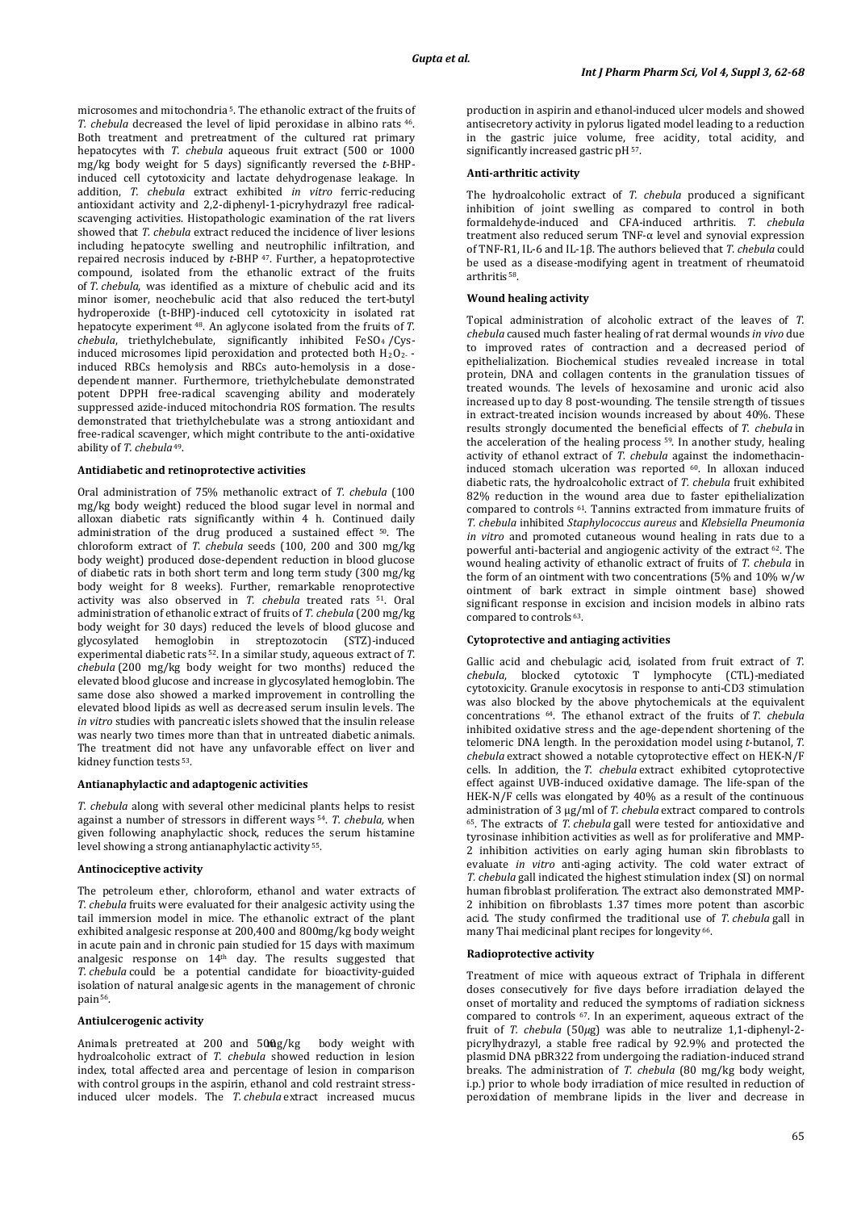microsomes and mitochondria [5]. The ethanolic extract of the fruits of *T. chebula* decreased the level of lipid peroxidase in albino rats [46]. Both treatment and pretreatment of the cultured rat primary hepatocytes with *T. chebula* aqueous fruit extract (500 or 1000 mg/kg body weight for 5 days) significantly reversed the *t*-BHP-induced cell cytotoxicity and lactate dehydrogenase leakage. In addition, *T. chebula* extract exhibited *in vitro* ferric-reducing antioxidant activity and 2,2-diphenyl-1-picryhydrazyl free radical-scavenging activities. Histopathologic examination of the rat livers showed that *T. chebula* extract reduced the incidence of liver lesions including hepatocyte swelling and neutrophilic infiltration, and repaired necrosis induced by *t*-BHP [47]. Further, a hepatoprotective compound, isolated from the ethanolic extract of the fruits of *T. chebula*, was identified as a mixture of chebulic acid and its minor isomer, neochebulic acid that also reduced the tert-butyl hydroperoxide (t-BHP)-induced cell cytotoxicity in isolated rat hepatocyte experiment [48]. An aglycone isolated from the fruits of *T. chebula*, triethylchebulate, significantly inhibited $FeSO_4$ /Cys-induced microsomes lipid peroxidation and protected both $H_2O_2$- -induced RBCs hemolysis and RBCs auto-hemolysis in a dose-dependent manner. Furthermore, triethylchebulate demonstrated potent DPPH free-radical scavenging ability and moderately suppressed azide-induced mitochondria ROS formation. The results demonstrated that triethylchebulate was a strong antioxidant and free-radical scavenger, which might contribute to the anti-oxidative ability of *T. chebula* [49].

### Antidiabetic and retinoprotective activities

Oral administration of 75% methanolic extract of *T. chebula* (100 mg/kg body weight) reduced the blood sugar level in normal and alloxan diabetic rats significantly within 4 h. Continued daily administration of the drug produced a sustained effect [50]. The chloroform extract of *T. chebula* seeds (100, 200 and 300 mg/kg body weight) produced dose-dependent reduction in blood glucose of diabetic rats in both short term and long term study (300 mg/kg body weight for 8 weeks). Further, remarkable renoprotective activity was also observed in *T. chebula* treated rats [51]. Oral administration of ethanolic extract of fruits of *T. chebula* (200 mg/kg body weight for 30 days) reduced the levels of blood glucose and glycosylated hemoglobin in streptozotocin (STZ)-induced experimental diabetic rats [52]. In a similar study, aqueous extract of *T. chebula* (200 mg/kg body weight for two months) reduced the elevated blood glucose and increase in glycosylated hemoglobin. The same dose also showed a marked improvement in controlling the elevated blood lipids as well as decreased serum insulin levels. The *in vitro* studies with pancreatic islets showed that the insulin release was nearly two times more than that in untreated diabetic animals. The treatment did not have any unfavorable effect on liver and kidney function tests [53].

### Antianaphylactic and adaptogenic activities

*T. chebula* along with several other medicinal plants helps to resist against a number of stressors in different ways [54]. *T. chebula*, when given following anaphylactic shock, reduces the serum histamine level showing a strong antianaphylactic activity [55].

### Antinociceptive activity

The petroleum ether, chloroform, ethanol and water extracts of *T. chebula* fruits were evaluated for their analgesic activity using the tail immersion model in mice. The ethanolic extract of the plant exhibited analgesic response at 200,400 and 800mg/kg body weight in acute pain and in chronic pain studied for 15 days with maximum analgesic response on 14th day. The results suggested that *T. chebula* could be a potential candidate for bioactivity-guided isolation of natural analgesic agents in the management of chronic pain [56].

### Antiulcerogenic activity

Animals pretreated at 200 and 500mg/kg body weight with hydroalcoholic extract of *T. chebula* showed reduction in lesion index, total affected area and percentage of lesion in comparison with control groups in the aspirin, ethanol and cold restraint stress-induced ulcer models. The *T. chebula* extract increased mucus production in aspirin and ethanol-induced ulcer models and showed antisecretory activity in pylorus ligated model leading to a reduction in the gastric juice volume, free acidity, total acidity, and significantly increased gastric pH [57].

### Anti-arthritic activity

The hydroalcoholic extract of *T. chebula* produced a significant inhibition of joint swelling as compared to control in both formaldehyde-induced and CFA-induced arthritis. *T. chebula* treatment also reduced serum TNF-α level and synovial expression of TNF-R1, IL-6 and IL-1β. The authors believed that *T. chebula* could be used as a disease-modifying agent in treatment of rheumatoid arthritis [58].

### Wound healing activity

Topical administration of alcoholic extract of the leaves of *T. chebula* caused much faster healing of rat dermal wounds *in vivo* due to improved rates of contraction and a decreased period of epithelialization. Biochemical studies revealed increase in total protein, DNA and collagen contents in the granulation tissues of treated wounds. The levels of hexosamine and uronic acid also increased up to day 8 post-wounding. The tensile strength of tissues in extract-treated incision wounds increased by about 40%. These results strongly documented the beneficial effects of *T. chebula* in the acceleration of the healing process [59]. In another study, healing activity of ethanol extract of *T. chebula* against the indomethacin-induced stomach ulceration was reported [60]. In alloxan induced diabetic rats, the hydroalcoholic extract of *T. chebula* fruit exhibited 82% reduction in the wound area due to faster epithelialization compared to controls [61]. Tannins extracted from immature fruits of *T. chebula* inhibited *Staphylococcus aureus* and *Klebsiella Pneumonia in vitro* and promoted cutaneous wound healing in rats due to a powerful anti-bacterial and angiogenic activity of the extract [62]. The wound healing activity of ethanolic extract of fruits of *T. chebula* in the form of an ointment with two concentrations (5% and 10% w/w ointment of bark extract in simple ointment base) showed significant response in excision and incision models in albino rats compared to controls [63].

### Cytoprotective and antiaging activities

Gallic acid and chebulagic acid, isolated from fruit extract of *T. chebula*, blocked cytotoxic T lymphocyte (CTL)-mediated cytotoxicity. Granule exocytosis in response to anti-CD3 stimulation was also blocked by the above phytochemicals at the equivalent concentrations [64]. The ethanol extract of the fruits of *T. chebula* inhibited oxidative stress and the age-dependent shortening of the telomeric DNA length. In the peroxidation model using *t*-butanol, *T. chebula* extract showed a notable cytoprotective effect on HEK-N/F cells. In addition, the *T. chebula* extract exhibited cytoprotective effect against UVB-induced oxidative damage. The life-span of the HEK-N/F cells was elongated by 40% as a result of the continuous administration of 3 μg/ml of *T. chebula* extract compared to controls [65]. The extracts of *T. chebula* gall were tested for antioxidative and tyrosinase inhibition activities as well as for proliferative and MMP-2 inhibition activities on early aging human skin fibroblasts to evaluate *in vitro* anti-aging activity. The cold water extract of *T. chebula* gall indicated the highest stimulation index (SI) on normal human fibroblast proliferation. The extract also demonstrated MMP-2 inhibition on fibroblasts 1.37 times more potent than ascorbic acid. The study confirmed the traditional use of *T. chebula* gall in many Thai medicinal plant recipes for longevity [66].

### Radioprotective activity

Treatment of mice with aqueous extract of Triphala in different doses consecutively for five days before irradiation delayed the onset of mortality and reduced the symptoms of radiation sickness compared to controls [67]. In an experiment, aqueous extract of the fruit of *T. chebula* (50μg) was able to neutralize 1,1-diphenyl-2-picrylhydrazyl, a stable free radical by 92.9% and protected the plasmid DNA pBR322 from undergoing the radiation-induced strand breaks. The administration of *T. chebula* (80 mg/kg body weight, i.p.) prior to whole body irradiation of mice resulted in reduction of peroxidation of membrane lipids in the liver and decrease in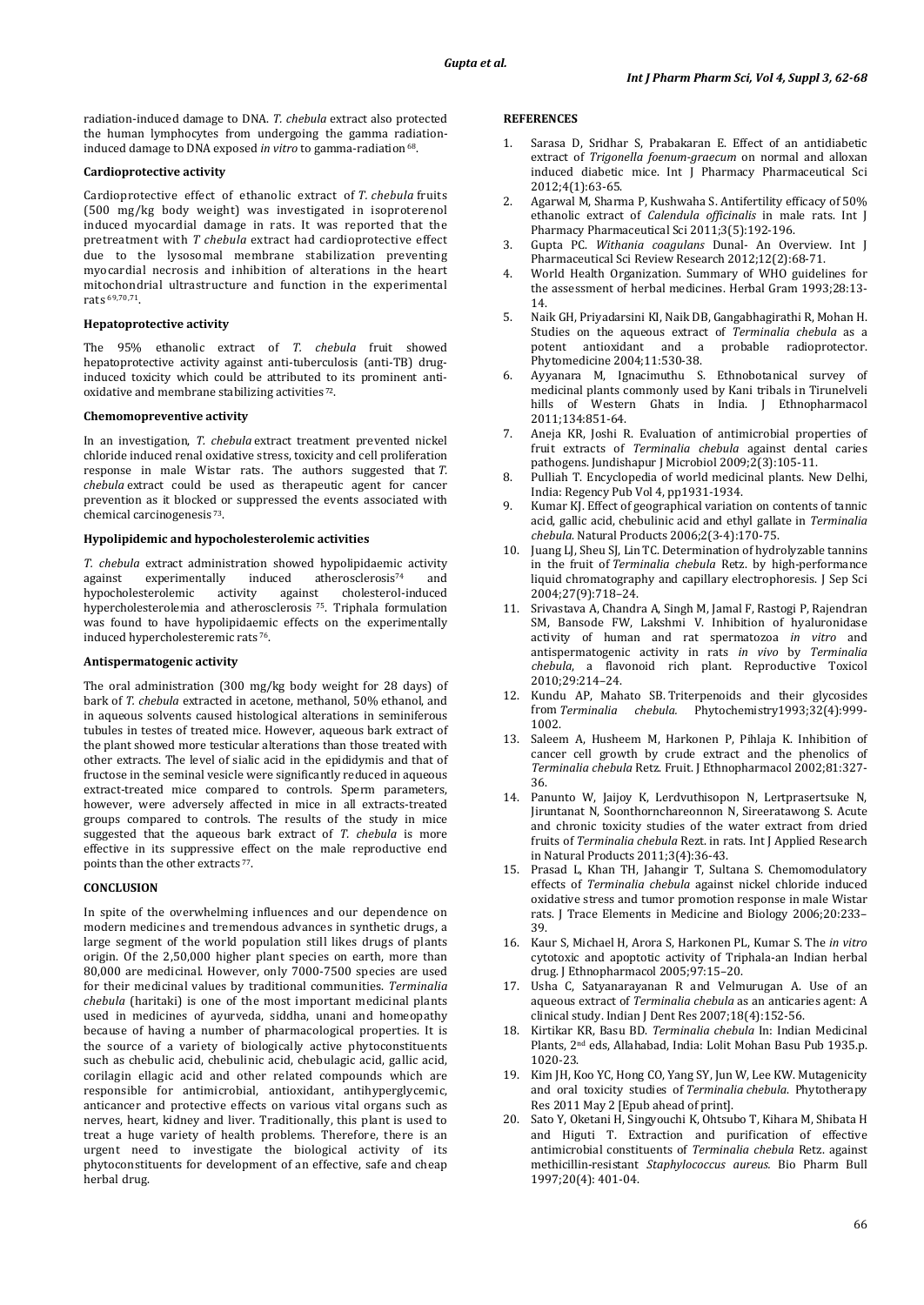radiation-induced damage to DNA. *T. chebula* extract also protected the human lymphocytes from undergoing the gamma radiation-induced damage to DNA exposed *in vitro* to gamma-radiation [68].

### Cardioprotective activity

Cardioprotective effect of ethanolic extract of *T. chebula* fruits (500 mg/kg body weight) was investigated in isoproterenol induced myocardial damage in rats. It was reported that the pretreatment with *T chebula* extract had cardioprotective effect due to the lysosomal membrane stabilization preventing myocardial necrosis and inhibition of alterations in the heart mitochondrial ultrastructure and function in the experimental rats [69,70,71].

### Hepatoprotective activity

The 95% ethanolic extract of *T. chebula* fruit showed hepatoprotective activity against anti-tuberculosis (anti-TB) drug-induced toxicity which could be attributed to its prominent anti-oxidative and membrane stabilizing activities [72].

### Chemomopreventive activity

In an investigation, *T. chebula* extract treatment prevented nickel chloride induced renal oxidative stress, toxicity and cell proliferation response in male Wistar rats. The authors suggested that *T. chebula* extract could be used as therapeutic agent for cancer prevention as it blocked or suppressed the events associated with chemical carcinogenesis [73].

### Hypolipidemic and hypocholesterolemic activities

*T. chebula* extract administration showed hypolipidaemic activity against experimentally induced atherosclerosis[74] and hypocholesterolemic activity against cholesterol-induced hypercholesterolemia and atherosclerosis [75]. Triphala formulation was found to have hypolipidaemic effects on the experimentally induced hypercholesteremic rats [76].

### Antispermatogenic activity

The oral administration (300 mg/kg body weight for 28 days) of bark of *T. chebula* extracted in acetone, methanol, 50% ethanol, and in aqueous solvents caused histological alterations in seminiferous tubules in testes of treated mice. However, aqueous bark extract of the plant showed more testicular alterations than those treated with other extracts. The level of sialic acid in the epididymis and that of fructose in the seminal vesicle were significantly reduced in aqueous extract-treated mice compared to controls. Sperm parameters, however, were adversely affected in mice in all extracts-treated groups compared to controls. The results of the study in mice suggested that the aqueous bark extract of *T. chebula* is more effective in its suppressive effect on the male reproductive end points than the other extracts [77].

## CONCLUSION

In spite of the overwhelming influences and our dependence on modern medicines and tremendous advances in synthetic drugs, a large segment of the world population still likes drugs of plants origin. Of the 2,50,000 higher plant species on earth, more than 80,000 are medicinal. However, only 7000-7500 species are used for their medicinal values by traditional communities. *Terminalia chebula* (haritaki) is one of the most important medicinal plants used in medicines of ayurveda, siddha, unani and homeopathy because of having a number of pharmacological properties. It is the source of a variety of biologically active phytoconstituents such as chebulic acid, chebulinic acid, chebulagic acid, gallic acid, corilagin ellagic acid and other related compounds which are responsible for antimicrobial, antioxidant, antihyperglycemic, anticancer and protective effects on various vital organs such as nerves, heart, kidney and liver. Traditionally, this plant is used to treat a huge variety of health problems. Therefore, there is an urgent need to investigate the biological activity of its phytoconstituents for development of an effective, safe and cheap herbal drug.

## REFERENCES

1. Sarasa D, Sridhar S, Prabakaran E. Effect of an antidiabetic extract of *Trigonella foenum-graecum* on normal and alloxan induced diabetic mice. Int J Pharmacy Pharmaceutical Sci 2012;4(1):63-65.
2. Agarwal M, Sharma P, Kushwaha S. Antifertility efficacy of 50% ethanolic extract of *Calendula officinalis* in male rats. Int J Pharmacy Pharmaceutical Sci 2011;3(5):192-196.
3. Gupta PC. *Withania coagulans* Dunal- An Overview. Int J Pharmaceutical Sci Review Research 2012;12(2):68-71.
4. World Health Organization. Summary of WHO guidelines for the assessment of herbal medicines. Herbal Gram 1993;28:13-14.
5. Naik GH, Priyadarsini KI, Naik DB, Gangabhagirathi R, Mohan H. Studies on the aqueous extract of *Terminalia chebula* as a potent antioxidant and a probable radioprotector. Phytomedicine 2004;11:530-38.
6. Ayyanara M, Ignacimuthu S. Ethnobotanical survey of medicinal plants commonly used by Kani tribals in Tirunelveli hills of Western Ghats in India. J Ethnopharmacol 2011;134:851-64.
7. Aneja KR, Joshi R. Evaluation of antimicrobial properties of fruit extracts of *Terminalia chebula* against dental caries pathogens. Jundishapur J Microbiol 2009;2(3):105-11.
8. Pulliah T. Encyclopedia of world medicinal plants. New Delhi, India: Regency Pub Vol 4, pp1931-1934.
9. Kumar KJ. Effect of geographical variation on contents of tannic acid, gallic acid, chebulinic acid and ethyl gallate in *Terminalia chebula*. Natural Products 2006;2(3-4):170-75.
10. Juang LJ, Sheu SJ, Lin TC. Determination of hydrolyzable tannins in the fruit of *Terminalia chebula* Retz. by high-performance liquid chromatography and capillary electrophoresis. J Sep Sci 2004;27(9):718–24.
11. Srivastava A, Chandra A, Singh M, Jamal F, Rastogi P, Rajendran SM, Bansode FW, Lakshmi V. Inhibition of hyaluronidase activity of human and rat spermatozoa *in vitro* and antispermatogenic activity in rats *in vivo* by *Terminalia chebula*, a flavonoid rich plant. Reproductive Toxicol 2010;29:214–24.
12. Kundu AP, Mahato SB. Triterpenoids and their glycosides from *Terminalia chebula*. Phytochemistry1993;32(4):999-1002.
13. Saleem A, Husheem M, Harkonen P, Pihlaja K. Inhibition of cancer cell growth by crude extract and the phenolics of *Terminalia chebula* Retz. Fruit. J Ethnopharmacol 2002;81:327-36.
14. Panunto W, Jaijoy K, Lerdvuthisopon N, Lertprasertsuke N, Jiruntanat N, Soonthornchareonnon N, Sireeratawong S. Acute and chronic toxicity studies of the water extract from dried fruits of *Terminalia chebula* Rezt. in rats. Int J Applied Research in Natural Products 2011;3(4):36-43.
15. Prasad L, Khan TH, Jahangir T, Sultana S. Chemomodulatory effects of *Terminalia chebula* against nickel chloride induced oxidative stress and tumor promotion response in male Wistar rats. J Trace Elements in Medicine and Biology 2006;20:233–39.
16. Kaur S, Michael H, Arora S, Harkonen PL, Kumar S. The *in vitro* cytotoxic and apoptotic activity of Triphala-an Indian herbal drug. J Ethnopharmacol 2005;97:15–20.
17. Usha C, Satyanarayanan R and Velmurugan A. Use of an aqueous extract of *Terminalia chebula* as an anticaries agent: A clinical study. Indian J Dent Res 2007;18(4):152-56.
18. Kirtikar KR, Basu BD. *Terminalia chebula* In: Indian Medicinal Plants, 2nd eds, Allahabad, India: Lolit Mohan Basu Pub 1935.p. 1020-23.
19. Kim JH, Koo YC, Hong CO, Yang SY, Jun W, Lee KW. Mutagenicity and oral toxicity studies of *Terminalia chebula*. Phytotherapy Res 2011 May 2 [Epub ahead of print].
20. Sato Y, Oketani H, Singyouchi K, Ohtsubo T, Kihara M, Shibata H and Higuti T. Extraction and purification of effective antimicrobial constituents of *Terminalia chebula* Retz. against methicillin-resistant *Staphylococcus aureus*. Bio Pharm Bull 1997;20(4): 401-04.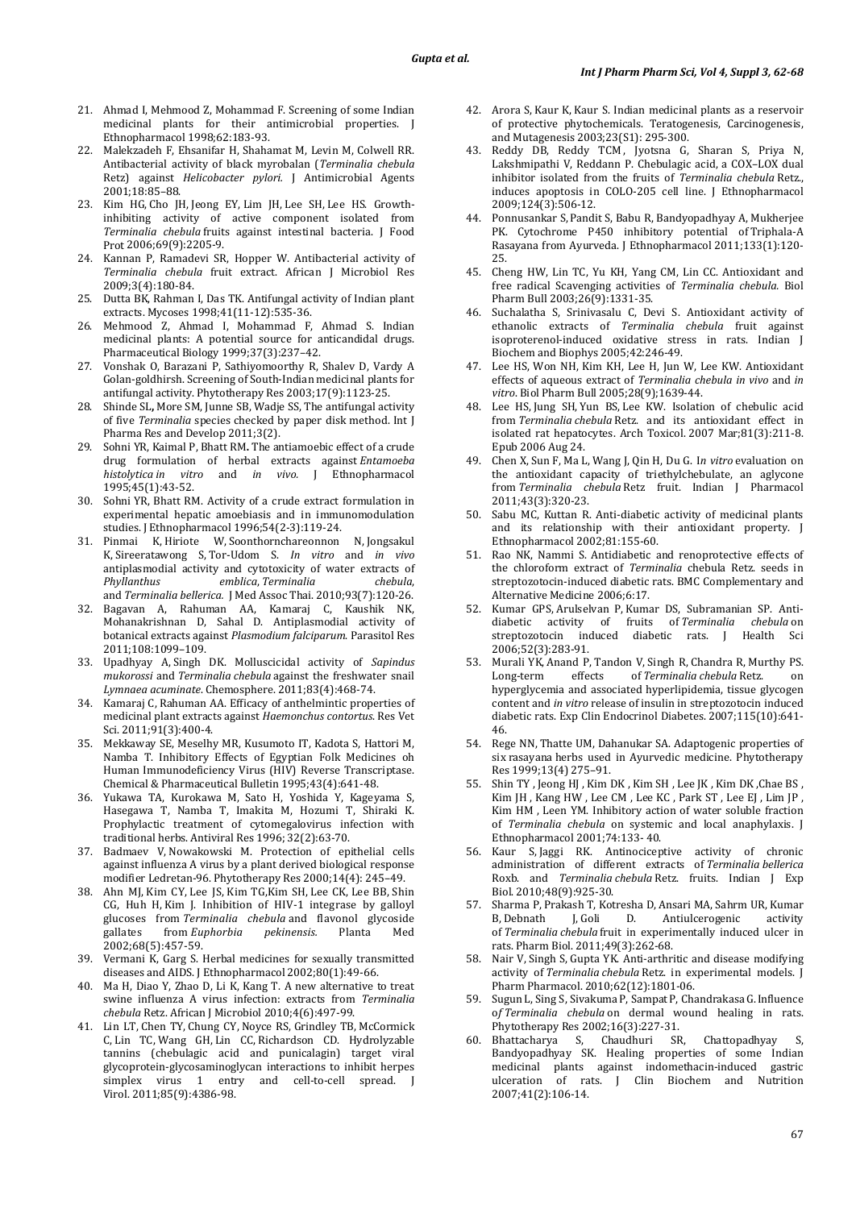21. Ahmad I, Mehmood Z, Mohammad F. Screening of some Indian medicinal plants for their antimicrobial properties. J Ethnopharmacol 1998;62:183-93.
22. Malekzadeh F, Ehsanifar H, Shahamat M, Levin M, Colwell RR. Antibacterial activity of black myrobalan (*Terminalia chebula* Retz) against *Helicobacter pylori*. J Antimicrobial Agents 2001;18:85–88.
23. Kim HG, Cho JH, Jeong EY, Lim JH, Lee SH, Lee HS. Growth-inhibiting activity of active component isolated from *Terminalia chebula* fruits against intestinal bacteria. J Food Prot 2006;69(9):2205-9.
24. Kannan P, Ramadevi SR, Hopper W. Antibacterial activity of *Terminalia chebula* fruit extract. African J Microbiol Res 2009;3(4):180-84.
25. Dutta BK, Rahman I, Das TK. Antifungal activity of Indian plant extracts. Mycoses 1998;41(11-12):535-36.
26. Mehmood Z, Ahmad I, Mohammad F, Ahmad S. Indian medicinal plants: A potential source for anticandidal drugs. Pharmaceutical Biology 1999;37(3):237–42.
27. Vonshak O, Barazani P, Sathiyomoorthy R, Shalev D, Vardy A Golan-goldhirsh. Screening of South-Indian medicinal plants for antifungal activity. Phytotherapy Res 2003;17(9):1123-25.
28. Shinde SL**,** More SM, Junne SB, Wadje SS, The antifungal activity of five *Terminalia* species checked by paper disk method. Int J Pharma Res and Develop 2011;3(2).
29. Sohni YR, Kaimal P, Bhatt RM**.** The antiamoebic effect of a crude drug formulation of herbal extracts against *Entamoeba histolytica in vitro* and *in vivo*. J Ethnopharmacol 1995;45(1):43-52.
30. Sohni YR, Bhatt RM. Activity of a crude extract formulation in experimental hepatic amoebiasis and in immunomodulation studies. J Ethnopharmacol 1996;54(2-3):119-24.
31. Pinmai K, Hiriote W, Soonthornchareonnon N, Jongsakul K, Sireeratawong S, Tor-Udom S. *In vitro* and *in vivo* antiplasmodial activity and cytotoxicity of water extracts of *Phyllanthus emblica*, *Terminalia chebula*, and *Terminalia bellerica*. J Med Assoc Thai. 2010;93(7):120-26.
32. Bagavan A, Rahuman AA, Kamaraj C, Kaushik NK, Mohanakrishnan D, Sahal D. Antiplasmodial activity of botanical extracts against *Plasmodium falciparum*. Parasitol Res 2011;108:1099–109.
33. Upadhyay A, Singh DK. Molluscicidal activity of *Sapindus mukorossi* and *Terminalia chebula* against the freshwater snail *Lymnaea acuminate*. Chemosphere. 2011;83(4):468-74.
34. Kamaraj C, Rahuman AA. Efficacy of anthelmintic properties of medicinal plant extracts against *Haemonchus contortus*. Res Vet Sci. 2011;91(3):400-4.
35. Mekkaway SE, Meselhy MR, Kusumoto IT, Kadota S, Hattori M, Namba T. Inhibitory Effects of Egyptian Folk Medicines oh Human Immunodeficiency Virus (HIV) Reverse Transcriptase. Chemical & Pharmaceutical Bulletin 1995;43(4):641-48.
36. Yukawa TA, Kurokawa M, Sato H, Yoshida Y, Kageyama S, Hasegawa T, Namba T, Imakita M, Hozumi T, Shiraki K. Prophylactic treatment of cytomegalovirus infection with traditional herbs. Antiviral Res 1996; 32(2):63-70.
37. Badmaev V, Nowakowski M. Protection of epithelial cells against influenza A virus by a plant derived biological response modifier Ledretan-96. Phytotherapy Res 2000;14(4): 245–49.
38. Ahn MJ, Kim CY, Lee JS, Kim TG,Kim SH, Lee CK, Lee BB, Shin CG, Huh H, Kim J. Inhibition of HIV-1 integrase by galloyl glucoses from *Terminalia chebula* and flavonol glycoside gallates from *Euphorbia pekinensis*. Planta Med 2002;68(5):457-59.
39. Vermani K, Garg S. Herbal medicines for sexually transmitted diseases and AIDS. J Ethnopharmacol 2002;80(1):49-66.
40. Ma H, Diao Y, Zhao D, Li K, Kang T. A new alternative to treat swine influenza A virus infection: extracts from *Terminalia chebula* Retz. African J Microbiol 2010;4(6):497-99.
41. Lin LT, Chen TY, Chung CY, Noyce RS, Grindley TB, McCormick C, Lin TC, Wang GH, Lin CC, Richardson CD. Hydrolyzable tannins (chebulagic acid and punicalagin) target viral glycoprotein-glycosaminoglycan interactions to inhibit herpes simplex virus 1 entry and cell-to-cell spread. J Virol. 2011;85(9):4386-98.
42. Arora S, Kaur K, Kaur S. Indian medicinal plants as a reservoir of protective phytochemicals. Teratogenesis, Carcinogenesis, and Mutagenesis 2003;23(S1): 295-300.
43. Reddy DB, Reddy TCM, Jyotsna G, Sharan S, Priya N, Lakshmipathi V, Reddann P. Chebulagic acid, a COX–LOX dual inhibitor isolated from the fruits of *Terminalia chebula* Retz., induces apoptosis in COLO-205 cell line. J Ethnopharmacol 2009;124(3):506-12.
44. Ponnusankar S, Pandit S, Babu R, Bandyopadhyay A, Mukherjee PK. Cytochrome P450 inhibitory potential of Triphala-A Rasayana from Ayurveda. J Ethnopharmacol 2011;133(1):120-25.
45. Cheng HW, Lin TC, Yu KH, Yang CM, Lin CC. Antioxidant and free radical Scavenging activities of *Terminalia chebula*. Biol Pharm Bull 2003;26(9):1331-35.
46. Suchalatha S, Srinivasalu C, Devi S. Antioxidant activity of ethanolic extracts of *Terminalia chebula* fruit against isoproterenol-induced oxidative stress in rats. Indian J Biochem and Biophys 2005;42:246-49.
47. Lee HS, Won NH, Kim KH, Lee H, Jun W, Lee KW. Antioxidant effects of aqueous extract of *Terminalia chebula in vivo* and *in vitro*. Biol Pharm Bull 2005;28(9);1639-44.
48. Lee HS, Jung SH, Yun BS, Lee KW. Isolation of chebulic acid from *Terminalia chebula* Retz. and its antioxidant effect in isolated rat hepatocytes. Arch Toxicol. 2007 Mar;81(3):211-8. Epub 2006 Aug 24.
49. Chen X, Sun F, Ma L, Wang J, Qin H, Du G. I*n vitro* evaluation on the antioxidant capacity of triethylchebulate, an aglycone from *Terminalia chebula* Retz fruit. Indian J Pharmacol 2011;43(3):320-23.
50. Sabu MC, Kuttan R. Anti-diabetic activity of medicinal plants and its relationship with their antioxidant property. J Ethnopharmacol 2002;81:155-60.
51. Rao NK, Nammi S. Antidiabetic and renoprotective effects of the chloroform extract of *Terminalia* chebula Retz. seeds in streptozotocin-induced diabetic rats. BMC Complementary and Alternative Medicine 2006;6:17.
52. Kumar GPS, Arulselvan P, Kumar DS, Subramanian SP. Anti-diabetic activity of fruits of *Terminalia chebula* on streptozotocin induced diabetic rats. J Health Sci 2006;52(3):283-91.
53. Murali YK, Anand P, Tandon V, Singh R, Chandra R, Murthy PS. Long-term effects of *Terminalia chebula* Retz. on hyperglycemia and associated hyperlipidemia, tissue glycogen content and *in vitro* release of insulin in streptozotocin induced diabetic rats. Exp Clin Endocrinol Diabetes. 2007;115(10):641-46.
54. Rege NN, Thatte UM, Dahanukar SA. Adaptogenic properties of six rasayana herbs used in Ayurvedic medicine. Phytotherapy Res 1999;13(4) 275–91.
55. Shin TY, Jeong HJ, Kim DK, Kim SH, Lee JK, Kim DK,Chae BS, Kim JH, Kang HW, Lee CM, Lee KC, Park ST, Lee EJ, Lim JP, Kim HM, Leen YM. Inhibitory action of water soluble fraction of *Terminalia chebula* on systemic and local anaphylaxis. J Ethnopharmacol 2001;74:133- 40.
56. Kaur S, Jaggi RK. Antinociceptive activity of chronic administration of different extracts of *Terminalia bellerica* Roxb. and *Terminalia chebula* Retz. fruits. Indian J Exp Biol. 2010;48(9):925-30.
57. Sharma P, Prakash T, Kotresha D, Ansari MA, Sahrm UR, Kumar B, Debnath J, Goli D. Antiulcerogenic activity of *Terminalia chebula* fruit in experimentally induced ulcer in rats. Pharm Biol. 2011;49(3):262-68.
58. Nair V, Singh S, Gupta YK. Anti-arthritic and disease modifying activity of *Terminalia chebula* Retz. in experimental models. J Pharm Pharmacol. 2010;62(12):1801-06.
59. Sugun L, Sing S, Sivakuma P, Sampat P, Chandrakasa G. Influence of *Terminalia chebula* on dermal wound healing in rats. Phytotherapy Res 2002;16(3):227-31.
60. Bhattacharya S, Chaudhuri SR, Chattopadhyay S, Bandyopadhyay SK. Healing properties of some Indian medicinal plants against indomethacin-induced gastric ulceration of rats. J Clin Biochem and Nutrition 2007;41(2):106-14.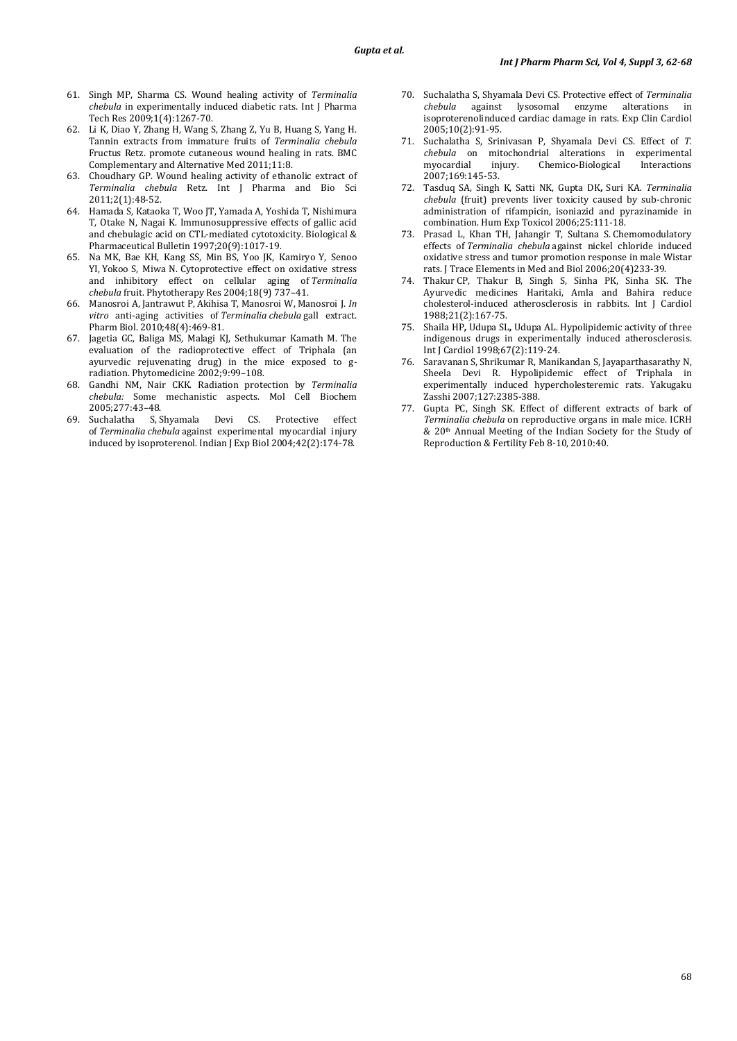61. Singh MP, Sharma CS. Wound healing activity of *Terminalia chebula* in experimentally induced diabetic rats. Int J Pharma Tech Res 2009;1(4):1267-70.
62. Li K, Diao Y, Zhang H, Wang S, Zhang Z, Yu B, Huang S, Yang H. Tannin extracts from immature fruits of *Terminalia chebula* Fructus Retz. promote cutaneous wound healing in rats. BMC Complementary and Alternative Med 2011;11:8.
63. Choudhary GP. Wound healing activity of ethanolic extract of *Terminalia chebula* Retz. Int J Pharma and Bio Sci 2011;2(1):48-52.
64. Hamada S, Kataoka T, Woo JT, Yamada A, Yoshida T, Nishimura T, Otake N, Nagai K. Immunosuppressive effects of gallic acid and chebulagic acid on CTL-mediated cytotoxicity. Biological & Pharmaceutical Bulletin 1997;20(9):1017-19.
65. Na MK, Bae KH, Kang SS, Min BS, Yoo JK, Kamiryo Y, Senoo YI, Yokoo S, Miwa N. Cytoprotective effect on oxidative stress and inhibitory effect on cellular aging of *Terminalia chebula* fruit. Phytotherapy Res 2004;18(9) 737–41.
66. Manosroi A, Jantrawut P, Akihisa T, Manosroi W, Manosroi J. *In vitro* anti-aging activities of *Terminalia chebula* gall extract. Pharm Biol. 2010;48(4):469-81.
67. Jagetia GC, Baliga MS, Malagi KJ, Sethukumar Kamath M. The evaluation of the radioprotective effect of Triphala (an ayurvedic rejuvenating drug) in the mice exposed to g-radiation. Phytomedicine 2002;9:99–108.
68. Gandhi NM, Nair CKK. Radiation protection by *Terminalia chebula:* Some mechanistic aspects. Mol Cell Biochem 2005;277:43–48.
69. Suchalatha S, Shyamala Devi CS. Protective effect of *Terminalia chebula* against experimental myocardial injury induced by isoproterenol. Indian J Exp Biol 2004;42(2):174-78.
70. Suchalatha S, Shyamala Devi CS. Protective effect of *Terminalia chebula* against lysosomal enzyme alterations in isoproterenolinduced cardiac damage in rats. Exp Clin Cardiol 2005;10(2):91-95.
71. Suchalatha S, Srinivasan P, Shyamala Devi CS. Effect of *T. chebula* on mitochondrial alterations in experimental myocardial injury. Chemico-Biological Interactions 2007;169:145-53.
72. Tasduq SA, Singh K, Satti NK, Gupta DK, Suri KA. *Terminalia chebula* (fruit) prevents liver toxicity caused by sub-chronic administration of rifampicin, isoniazid and pyrazinamide in combination. Hum Exp Toxicol 2006;25:111-18.
73. Prasad L, Khan TH, Jahangir T, Sultana S. Chemomodulatory effects of *Terminalia chebula* against nickel chloride induced oxidative stress and tumor promotion response in male Wistar rats. J Trace Elements in Med and Biol 2006;20(4)233-39.
74. Thakur CP, Thakur B, Singh S, Sinha PK, Sinha SK. The Ayurvedic medicines Haritaki, Amla and Bahira reduce cholesterol-induced atherosclerosis in rabbits. Int J Cardiol 1988;21(2):167-75.
75. Shaila HP, Udupa SL, Udupa AL. Hypolipidemic activity of three indigenous drugs in experimentally induced atherosclerosis. Int J Cardiol 1998;67(2):119-24.
76. Saravanan S, Shrikumar R, Manikandan S, Jayaparthasarathy N, Sheela Devi R. Hypolipidemic effect of Triphala in experimentally induced hypercholesteremic rats. Yakugaku Zasshi 2007;127:2385-388.
77. Gupta PC, Singh SK. Effect of different extracts of bark of *Terminalia chebula* on reproductive organs in male mice. ICRH & 20th Annual Meeting of the Indian Society for the Study of Reproduction & Fertility Feb 8-10, 2010:40.